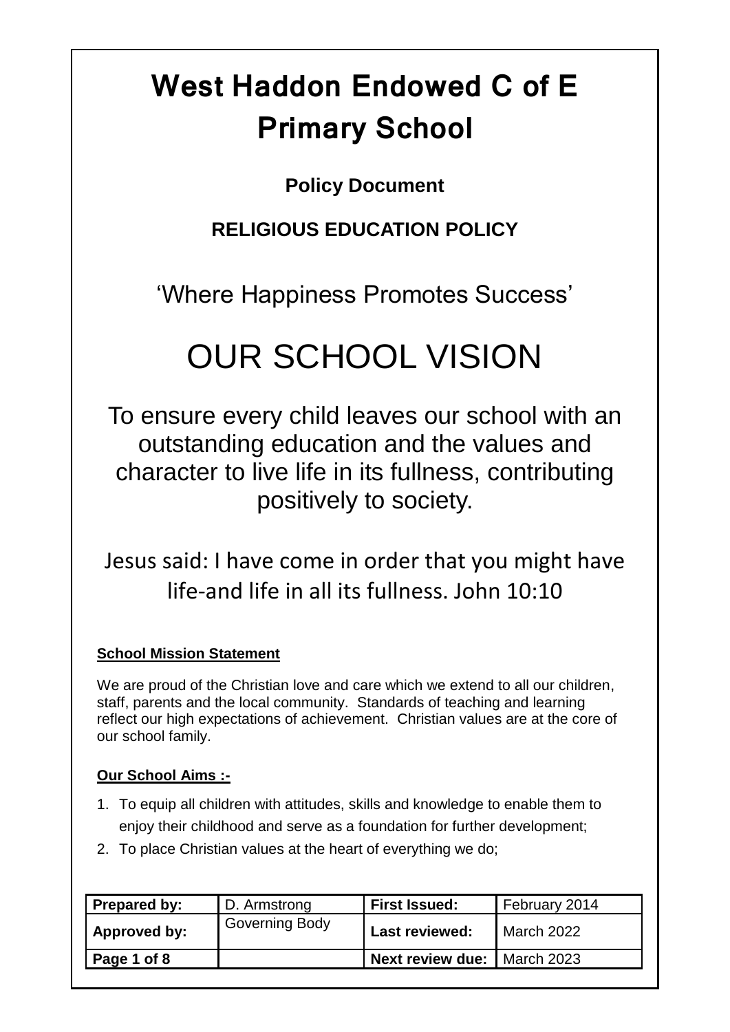# West Haddon Endowed C of E Primary School

**Policy Document**

**RELIGIOUS EDUCATION POLICY**

'Where Happiness Promotes Success'

## OUR SCHOOL VISION

To ensure every child leaves our school with an outstanding education and the values and character to live life in its fullness, contributing positively to society.

Jesus said: I have come in order that you might have life-and life in all its fullness. John 10:10

**School Mission Statement**

We are proud of the Christian love and care which we extend to all our children, staff, parents and the local community. Standards of teaching and learning reflect our high expectations of achievement. Christian values are at the core of our school family.

**Our School Aims :-**

1. To equip all children with attitudes, skills and knowledge to enable them to enjoy their childhood and serve as a foundation for further development;
2. To place Christian values at the heart of everything we do;

| **Prepared by:** | D. Armstrong | **First Issued:** | February 2014 |
|---|---|---|---|
| **Approved by:** | Governing Body | **Last reviewed:** | March 2022 |
| **Page 1 of 8** | | **Next review due:** | March 2023 |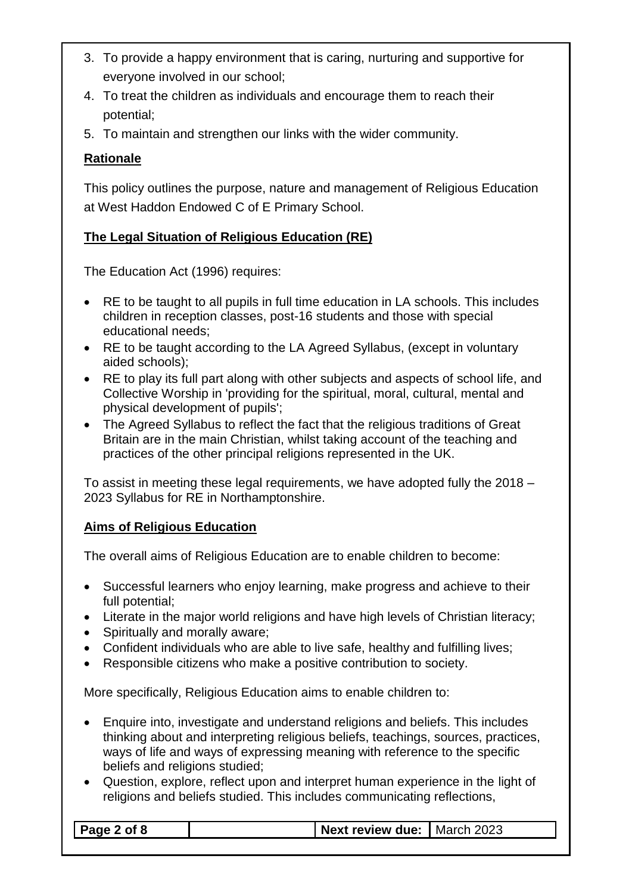3. To provide a happy environment that is caring, nurturing and supportive for everyone involved in our school;
4. To treat the children as individuals and encourage them to reach their potential;
5. To maintain and strengthen our links with the wider community.

## Rationale

This policy outlines the purpose, nature and management of Religious Education at West Haddon Endowed C of E Primary School.

## The Legal Situation of Religious Education (RE)

The Education Act (1996) requires:

- RE to be taught to all pupils in full time education in LA schools. This includes children in reception classes, post-16 students and those with special educational needs;
- RE to be taught according to the LA Agreed Syllabus, (except in voluntary aided schools);
- RE to play its full part along with other subjects and aspects of school life, and Collective Worship in 'providing for the spiritual, moral, cultural, mental and physical development of pupils';
- The Agreed Syllabus to reflect the fact that the religious traditions of Great Britain are in the main Christian, whilst taking account of the teaching and practices of the other principal religions represented in the UK.

To assist in meeting these legal requirements, we have adopted fully the 2018 – 2023 Syllabus for RE in Northamptonshire.

## Aims of Religious Education

The overall aims of Religious Education are to enable children to become:

- Successful learners who enjoy learning, make progress and achieve to their full potential;
- Literate in the major world religions and have high levels of Christian literacy;
- Spiritually and morally aware;
- Confident individuals who are able to live safe, healthy and fulfilling lives;
- Responsible citizens who make a positive contribution to society.

More specifically, Religious Education aims to enable children to:

- Enquire into, investigate and understand religions and beliefs. This includes thinking about and interpreting religious beliefs, teachings, sources, practices, ways of life and ways of expressing meaning with reference to the specific beliefs and religions studied;
- Question, explore, reflect upon and interpret human experience in the light of religions and beliefs studied. This includes communicating reflections,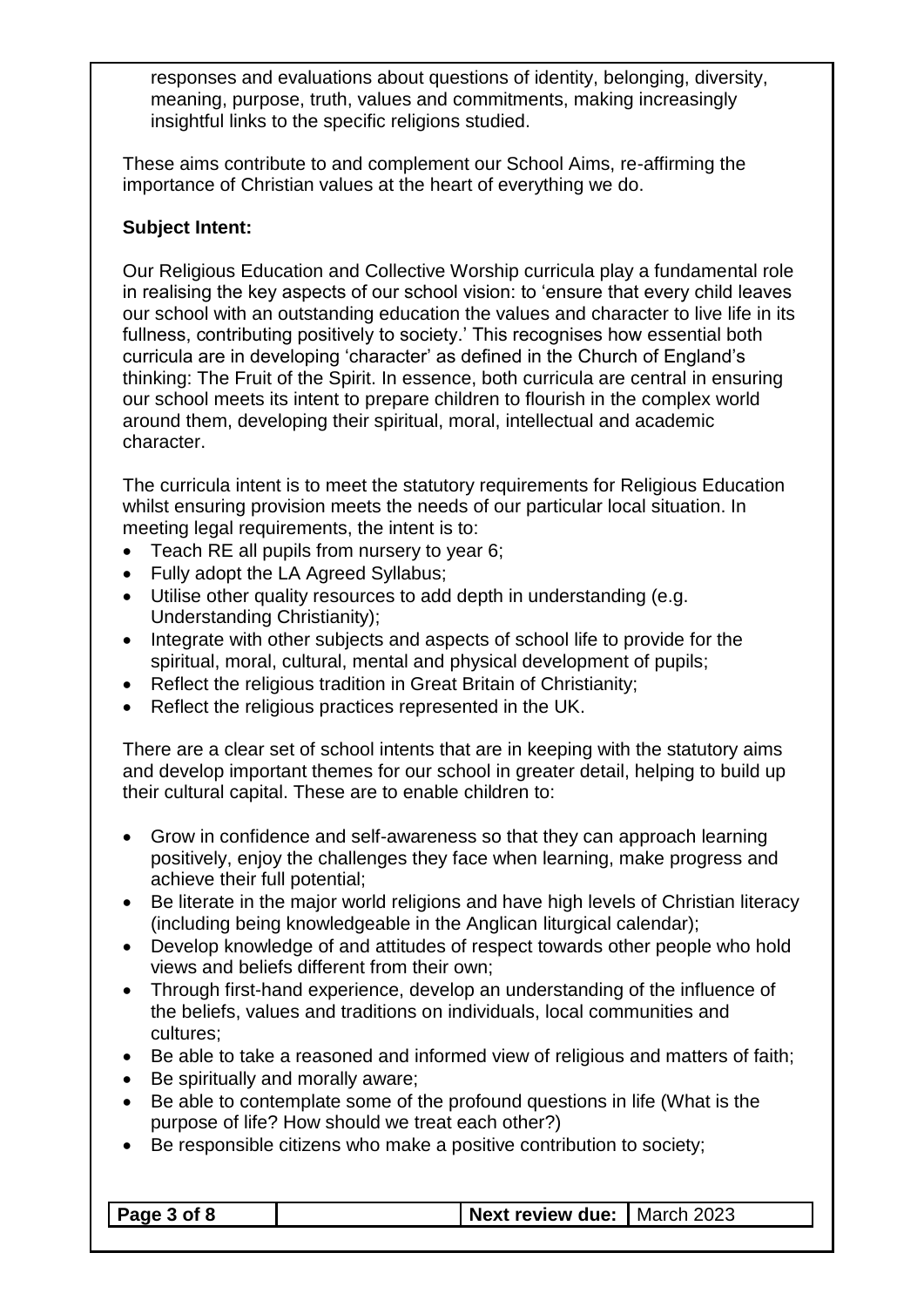responses and evaluations about questions of identity, belonging, diversity, meaning, purpose, truth, values and commitments, making increasingly insightful links to the specific religions studied.

These aims contribute to and complement our School Aims, re-affirming the importance of Christian values at the heart of everything we do.

**Subject Intent:**

Our Religious Education and Collective Worship curricula play a fundamental role in realising the key aspects of our school vision: to 'ensure that every child leaves our school with an outstanding education the values and character to live life in its fullness, contributing positively to society.' This recognises how essential both curricula are in developing 'character' as defined in the Church of England's thinking: The Fruit of the Spirit. In essence, both curricula are central in ensuring our school meets its intent to prepare children to flourish in the complex world around them, developing their spiritual, moral, intellectual and academic character.

The curricula intent is to meet the statutory requirements for Religious Education whilst ensuring provision meets the needs of our particular local situation. In meeting legal requirements, the intent is to:

- Teach RE all pupils from nursery to year 6;
- Fully adopt the LA Agreed Syllabus;
- Utilise other quality resources to add depth in understanding (e.g. Understanding Christianity);
- Integrate with other subjects and aspects of school life to provide for the spiritual, moral, cultural, mental and physical development of pupils;
- Reflect the religious tradition in Great Britain of Christianity;
- Reflect the religious practices represented in the UK.

There are a clear set of school intents that are in keeping with the statutory aims and develop important themes for our school in greater detail, helping to build up their cultural capital. These are to enable children to:

- Grow in confidence and self-awareness so that they can approach learning positively, enjoy the challenges they face when learning, make progress and achieve their full potential;
- Be literate in the major world religions and have high levels of Christian literacy (including being knowledgeable in the Anglican liturgical calendar);
- Develop knowledge of and attitudes of respect towards other people who hold views and beliefs different from their own;
- Through first-hand experience, develop an understanding of the influence of the beliefs, values and traditions on individuals, local communities and cultures;
- Be able to take a reasoned and informed view of religious and matters of faith;
- Be spiritually and morally aware;
- Be able to contemplate some of the profound questions in life (What is the purpose of life? How should we treat each other?)
- Be responsible citizens who make a positive contribution to society;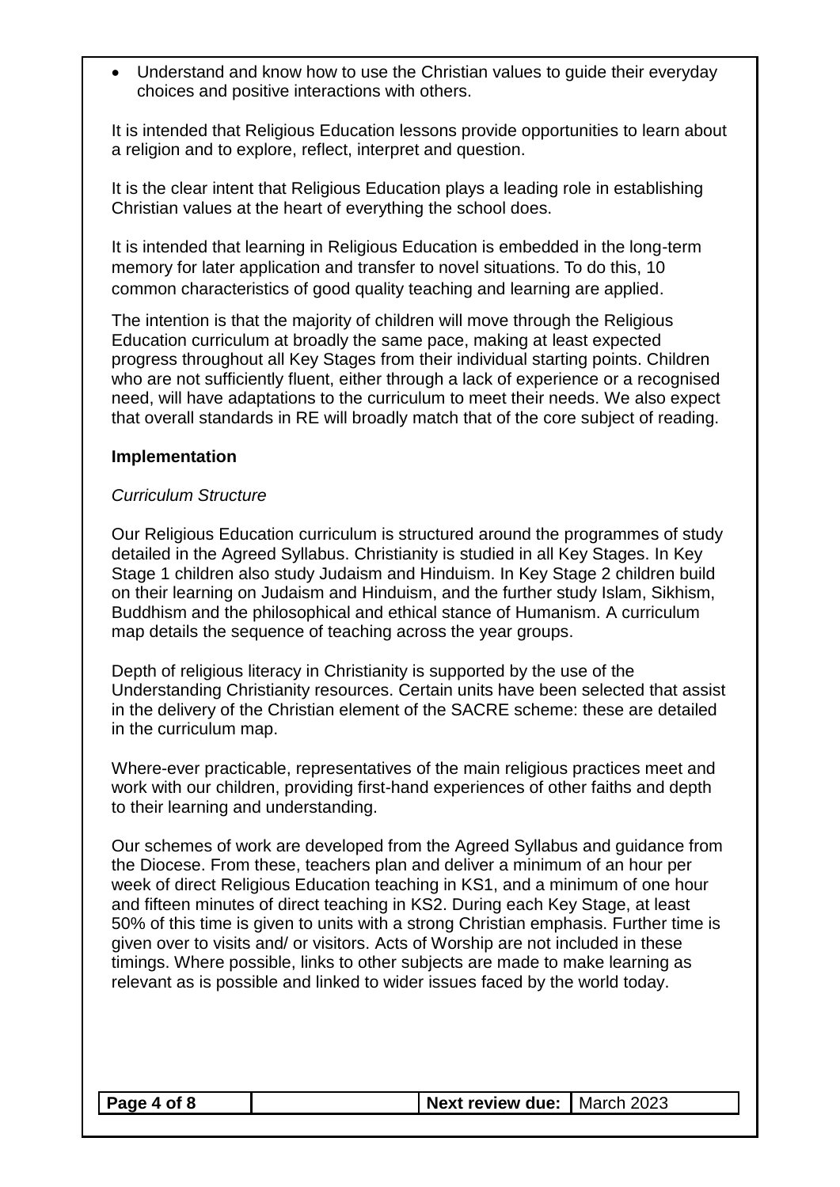- Understand and know how to use the Christian values to guide their everyday choices and positive interactions with others.

It is intended that Religious Education lessons provide opportunities to learn about a religion and to explore, reflect, interpret and question.

It is the clear intent that Religious Education plays a leading role in establishing Christian values at the heart of everything the school does.

It is intended that learning in Religious Education is embedded in the long-term memory for later application and transfer to novel situations. To do this, 10 common characteristics of good quality teaching and learning are applied.

The intention is that the majority of children will move through the Religious Education curriculum at broadly the same pace, making at least expected progress throughout all Key Stages from their individual starting points. Children who are not sufficiently fluent, either through a lack of experience or a recognised need, will have adaptations to the curriculum to meet their needs. We also expect that overall standards in RE will broadly match that of the core subject of reading.

**Implementation**

*Curriculum Structure*

Our Religious Education curriculum is structured around the programmes of study detailed in the Agreed Syllabus. Christianity is studied in all Key Stages. In Key Stage 1 children also study Judaism and Hinduism. In Key Stage 2 children build on their learning on Judaism and Hinduism, and the further study Islam, Sikhism, Buddhism and the philosophical and ethical stance of Humanism. A curriculum map details the sequence of teaching across the year groups.

Depth of religious literacy in Christianity is supported by the use of the Understanding Christianity resources. Certain units have been selected that assist in the delivery of the Christian element of the SACRE scheme: these are detailed in the curriculum map.

Where-ever practicable, representatives of the main religious practices meet and work with our children, providing first-hand experiences of other faiths and depth to their learning and understanding.

Our schemes of work are developed from the Agreed Syllabus and guidance from the Diocese. From these, teachers plan and deliver a minimum of an hour per week of direct Religious Education teaching in KS1, and a minimum of one hour and fifteen minutes of direct teaching in KS2. During each Key Stage, at least 50% of this time is given to units with a strong Christian emphasis. Further time is given over to visits and/ or visitors. Acts of Worship are not included in these timings. Where possible, links to other subjects are made to make learning as relevant as is possible and linked to wider issues faced by the world today.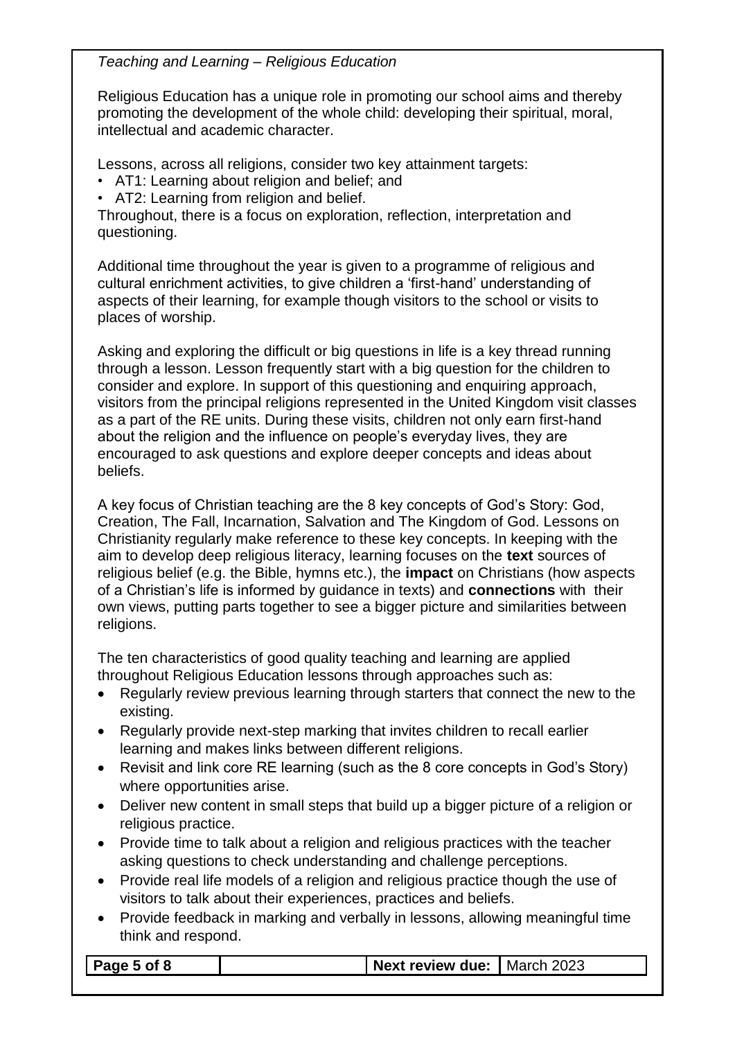*Teaching and Learning – Religious Education*

Religious Education has a unique role in promoting our school aims and thereby promoting the development of the whole child: developing their spiritual, moral, intellectual and academic character.

Lessons, across all religions, consider two key attainment targets:

- AT1: Learning about religion and belief; and
- AT2: Learning from religion and belief.

Throughout, there is a focus on exploration, reflection, interpretation and questioning.

Additional time throughout the year is given to a programme of religious and cultural enrichment activities, to give children a 'first-hand' understanding of aspects of their learning, for example though visitors to the school or visits to places of worship.

Asking and exploring the difficult or big questions in life is a key thread running through a lesson. Lesson frequently start with a big question for the children to consider and explore. In support of this questioning and enquiring approach, visitors from the principal religions represented in the United Kingdom visit classes as a part of the RE units. During these visits, children not only earn first-hand about the religion and the influence on people's everyday lives, they are encouraged to ask questions and explore deeper concepts and ideas about beliefs.

A key focus of Christian teaching are the 8 key concepts of God's Story: God, Creation, The Fall, Incarnation, Salvation and The Kingdom of God. Lessons on Christianity regularly make reference to these key concepts. In keeping with the aim to develop deep religious literacy, learning focuses on the **text** sources of religious belief (e.g. the Bible, hymns etc.), the **impact** on Christians (how aspects of a Christian's life is informed by guidance in texts) and **connections** with their own views, putting parts together to see a bigger picture and similarities between religions.

The ten characteristics of good quality teaching and learning are applied throughout Religious Education lessons through approaches such as:

- Regularly review previous learning through starters that connect the new to the existing.
- Regularly provide next-step marking that invites children to recall earlier learning and makes links between different religions.
- Revisit and link core RE learning (such as the 8 core concepts in God's Story) where opportunities arise.
- Deliver new content in small steps that build up a bigger picture of a religion or religious practice.
- Provide time to talk about a religion and religious practices with the teacher asking questions to check understanding and challenge perceptions.
- Provide real life models of a religion and religious practice though the use of visitors to talk about their experiences, practices and beliefs.
- Provide feedback in marking and verbally in lessons, allowing meaningful time think and respond.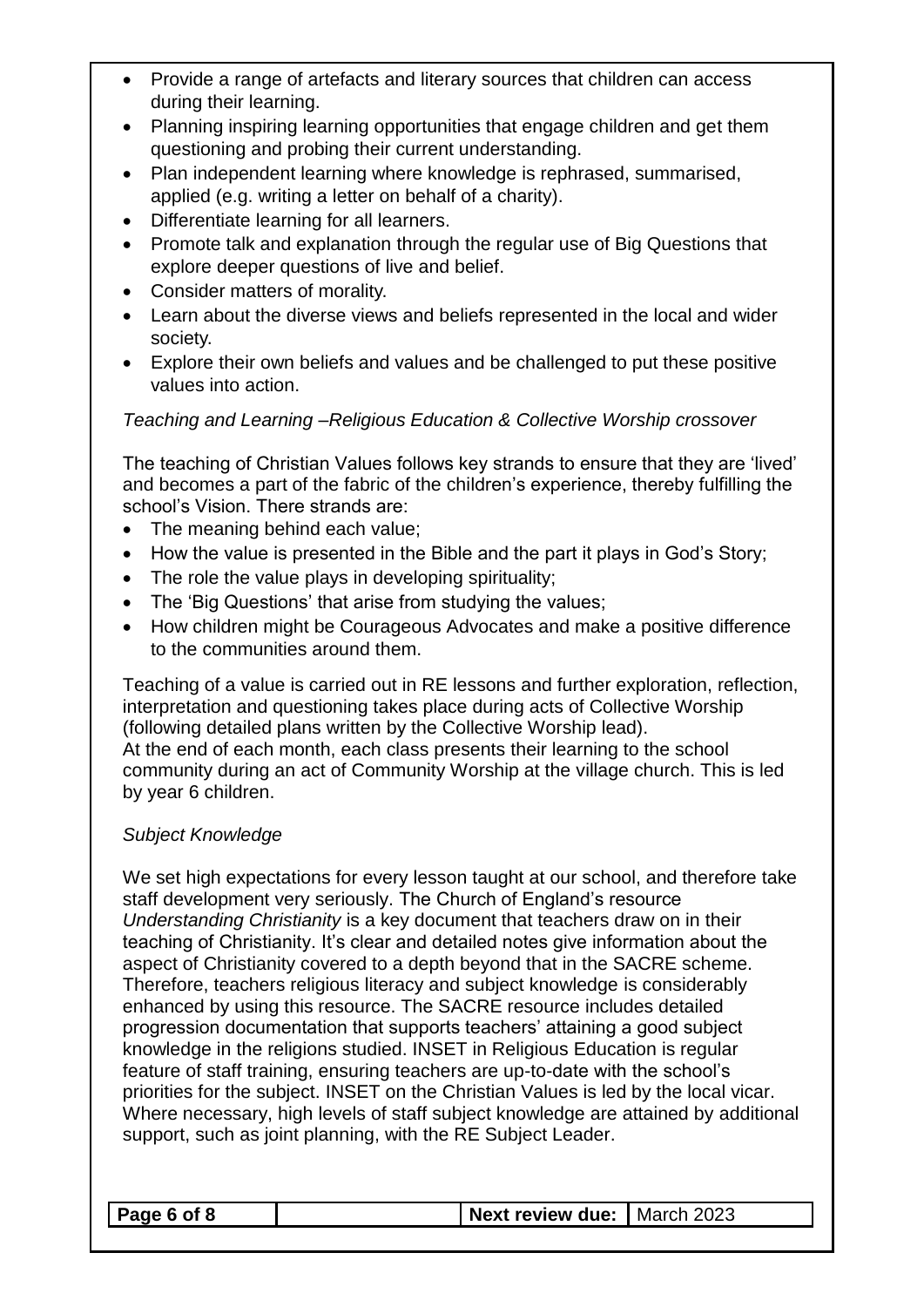- Provide a range of artefacts and literary sources that children can access during their learning.
- Planning inspiring learning opportunities that engage children and get them questioning and probing their current understanding.
- Plan independent learning where knowledge is rephrased, summarised, applied (e.g. writing a letter on behalf of a charity).
- Differentiate learning for all learners.
- Promote talk and explanation through the regular use of Big Questions that explore deeper questions of live and belief.
- Consider matters of morality.
- Learn about the diverse views and beliefs represented in the local and wider society.
- Explore their own beliefs and values and be challenged to put these positive values into action.

*Teaching and Learning –Religious Education & Collective Worship crossover*

The teaching of Christian Values follows key strands to ensure that they are 'lived' and becomes a part of the fabric of the children's experience, thereby fulfilling the school's Vision. There strands are:

- The meaning behind each value;
- How the value is presented in the Bible and the part it plays in God's Story;
- The role the value plays in developing spirituality;
- The 'Big Questions' that arise from studying the values;
- How children might be Courageous Advocates and make a positive difference to the communities around them.

Teaching of a value is carried out in RE lessons and further exploration, reflection, interpretation and questioning takes place during acts of Collective Worship (following detailed plans written by the Collective Worship lead).
At the end of each month, each class presents their learning to the school community during an act of Community Worship at the village church. This is led by year 6 children.

*Subject Knowledge*

We set high expectations for every lesson taught at our school, and therefore take staff development very seriously. The Church of England's resource *Understanding Christianity* is a key document that teachers draw on in their teaching of Christianity. It's clear and detailed notes give information about the aspect of Christianity covered to a depth beyond that in the SACRE scheme. Therefore, teachers religious literacy and subject knowledge is considerably enhanced by using this resource. The SACRE resource includes detailed progression documentation that supports teachers' attaining a good subject knowledge in the religions studied. INSET in Religious Education is regular feature of staff training, ensuring teachers are up-to-date with the school's priorities for the subject. INSET on the Christian Values is led by the local vicar. Where necessary, high levels of staff subject knowledge are attained by additional support, such as joint planning, with the RE Subject Leader.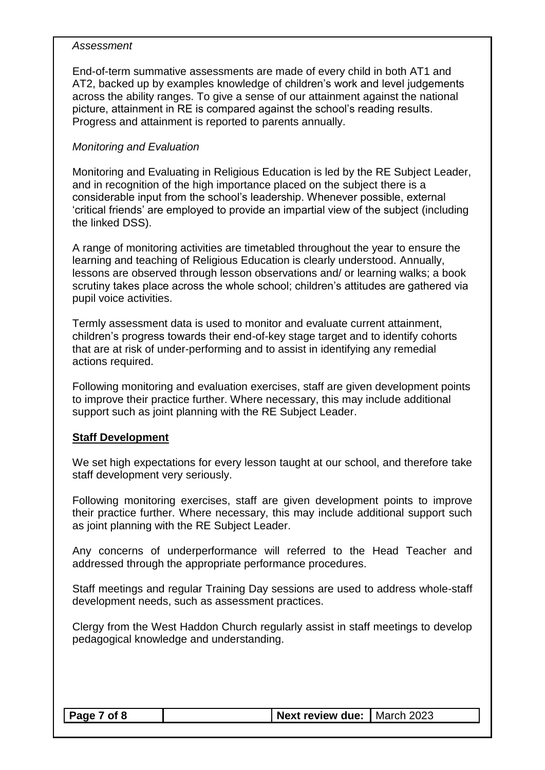*Assessment*

End-of-term summative assessments are made of every child in both AT1 and AT2, backed up by examples knowledge of children's work and level judgements across the ability ranges. To give a sense of our attainment against the national picture, attainment in RE is compared against the school's reading results. Progress and attainment is reported to parents annually.

*Monitoring and Evaluation*

Monitoring and Evaluating in Religious Education is led by the RE Subject Leader, and in recognition of the high importance placed on the subject there is a considerable input from the school's leadership. Whenever possible, external 'critical friends' are employed to provide an impartial view of the subject (including the linked DSS).

A range of monitoring activities are timetabled throughout the year to ensure the learning and teaching of Religious Education is clearly understood. Annually, lessons are observed through lesson observations and/ or learning walks; a book scrutiny takes place across the whole school; children's attitudes are gathered via pupil voice activities.

Termly assessment data is used to monitor and evaluate current attainment, children's progress towards their end-of-key stage target and to identify cohorts that are at risk of under-performing and to assist in identifying any remedial actions required.

Following monitoring and evaluation exercises, staff are given development points to improve their practice further. Where necessary, this may include additional support such as joint planning with the RE Subject Leader.

**<u>Staff Development</u>**

We set high expectations for every lesson taught at our school, and therefore take staff development very seriously.

Following monitoring exercises, staff are given development points to improve their practice further. Where necessary, this may include additional support such as joint planning with the RE Subject Leader.

Any concerns of underperformance will referred to the Head Teacher and addressed through the appropriate performance procedures.

Staff meetings and regular Training Day sessions are used to address whole-staff development needs, such as assessment practices.

Clergy from the West Haddon Church regularly assist in staff meetings to develop pedagogical knowledge and understanding.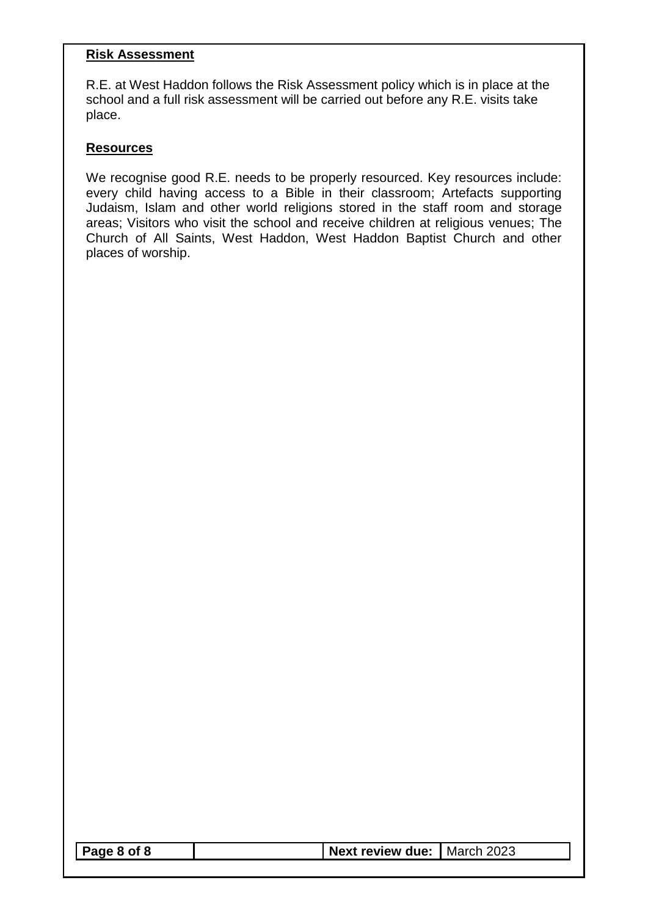**Risk Assessment**

R.E. at West Haddon follows the Risk Assessment policy which is in place at the school and a full risk assessment will be carried out before any R.E. visits take place.

**Resources**

We recognise good R.E. needs to be properly resourced. Key resources include: every child having access to a Bible in their classroom; Artefacts supporting Judaism, Islam and other world religions stored in the staff room and storage areas; Visitors who visit the school and receive children at religious venues; The Church of All Saints, West Haddon, West Haddon Baptist Church and other places of worship.